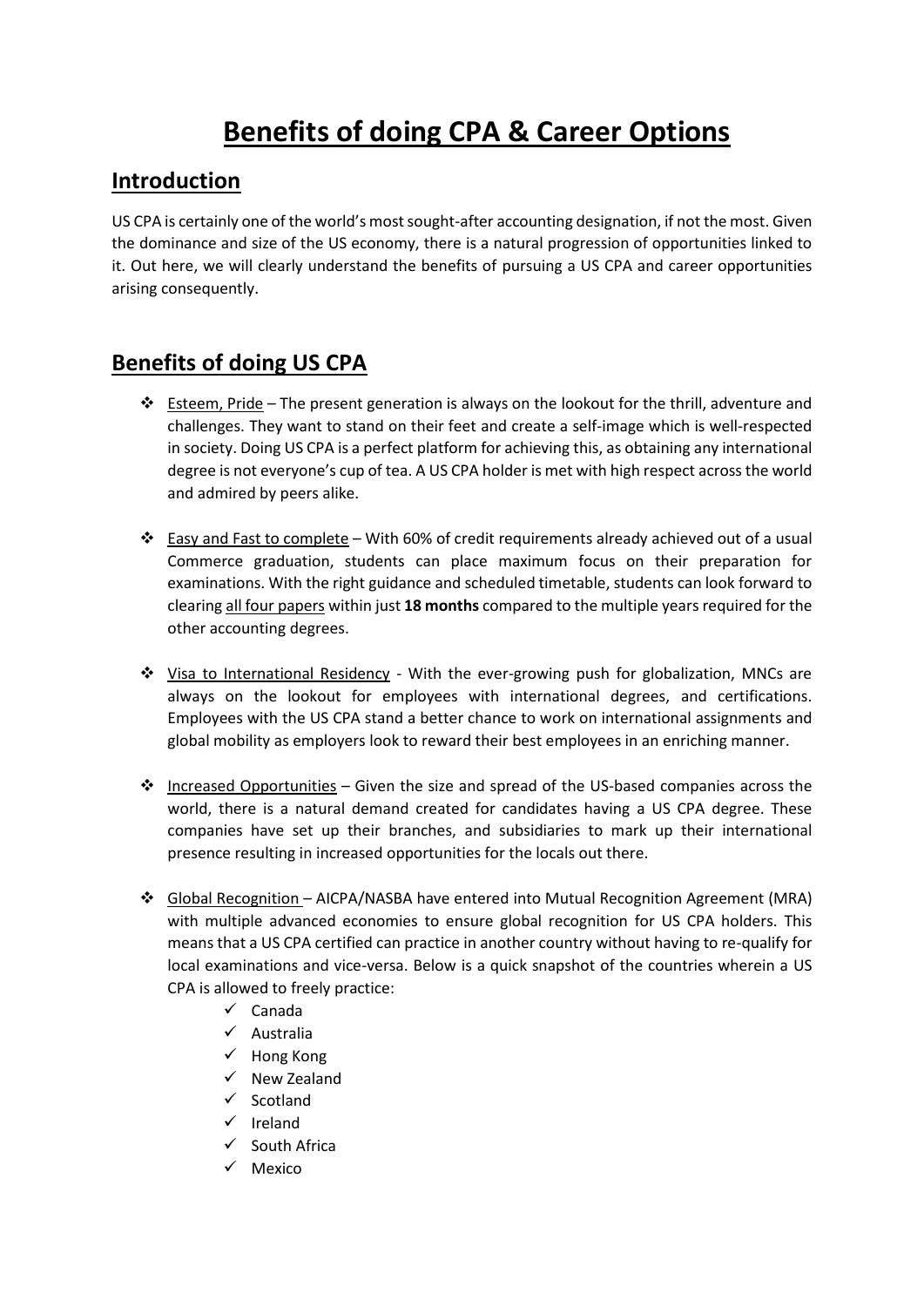# Benefits of doing CPA & Career Options

## Introduction

US CPA is certainly one of the world's most sought-after accounting designation, if not the most. Given the dominance and size of the US economy, there is a natural progression of opportunities linked to it. Out here, we will clearly understand the benefits of pursuing a US CPA and career opportunities arising consequently.

## Benefits of doing US CPA

- Esteem, Pride – The present generation is always on the lookout for the thrill, adventure and challenges. They want to stand on their feet and create a self-image which is well-respected in society. Doing US CPA is a perfect platform for achieving this, as obtaining any international degree is not everyone's cup of tea. A US CPA holder is met with high respect across the world and admired by peers alike.

- Easy and Fast to complete – With 60% of credit requirements already achieved out of a usual Commerce graduation, students can place maximum focus on their preparation for examinations. With the right guidance and scheduled timetable, students can look forward to clearing all four papers within just **18 months** compared to the multiple years required for the other accounting degrees.

- Visa to International Residency - With the ever-growing push for globalization, MNCs are always on the lookout for employees with international degrees, and certifications. Employees with the US CPA stand a better chance to work on international assignments and global mobility as employers look to reward their best employees in an enriching manner.

- Increased Opportunities – Given the size and spread of the US-based companies across the world, there is a natural demand created for candidates having a US CPA degree. These companies have set up their branches, and subsidiaries to mark up their international presence resulting in increased opportunities for the locals out there.

- Global Recognition – AICPA/NASBA have entered into Mutual Recognition Agreement (MRA) with multiple advanced economies to ensure global recognition for US CPA holders. This means that a US CPA certified can practice in another country without having to re-qualify for local examinations and vice-versa. Below is a quick snapshot of the countries wherein a US CPA is allowed to freely practice:
  - ✓ Canada
  - ✓ Australia
  - ✓ Hong Kong
  - ✓ New Zealand
  - ✓ Scotland
  - ✓ Ireland
  - ✓ South Africa
  - ✓ Mexico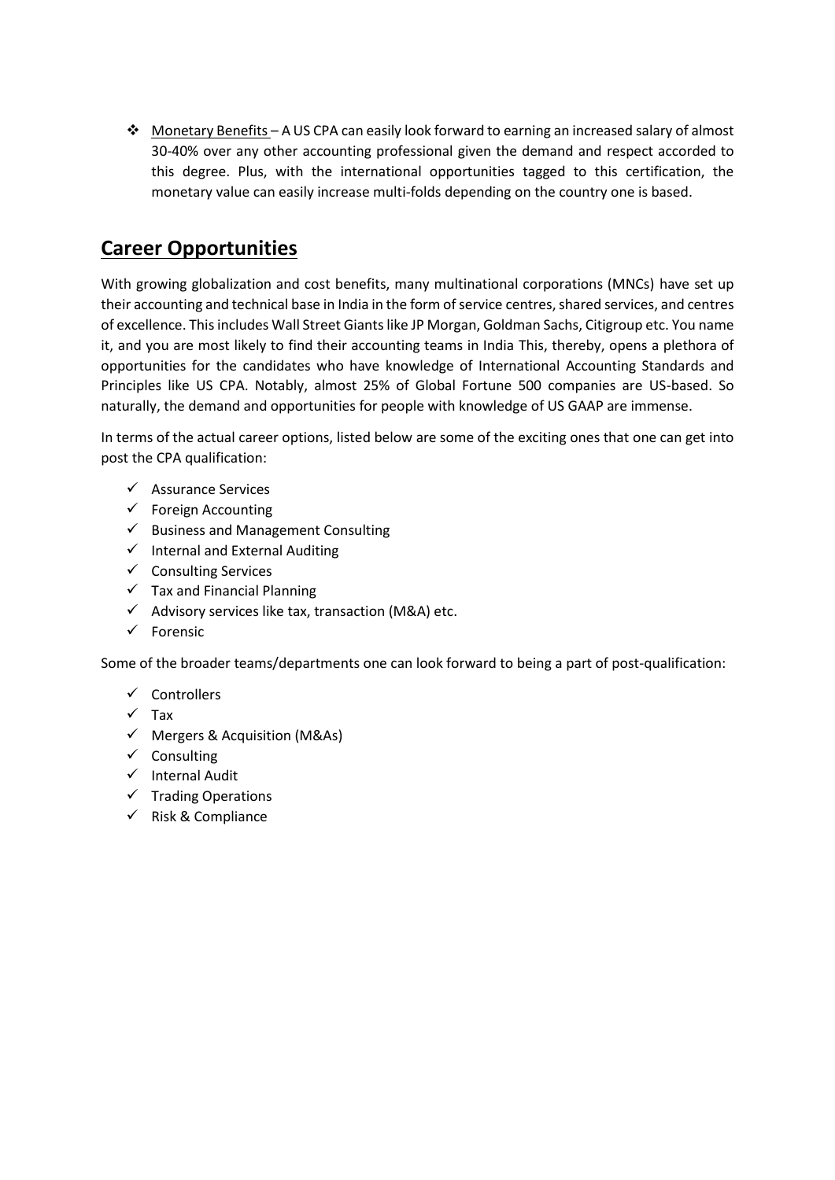- Monetary Benefits – A US CPA can easily look forward to earning an increased salary of almost 30-40% over any other accounting professional given the demand and respect accorded to this degree. Plus, with the international opportunities tagged to this certification, the monetary value can easily increase multi-folds depending on the country one is based.

## Career Opportunities

With growing globalization and cost benefits, many multinational corporations (MNCs) have set up their accounting and technical base in India in the form of service centres, shared services, and centres of excellence. This includes Wall Street Giants like JP Morgan, Goldman Sachs, Citigroup etc. You name it, and you are most likely to find their accounting teams in India This, thereby, opens a plethora of opportunities for the candidates who have knowledge of International Accounting Standards and Principles like US CPA. Notably, almost 25% of Global Fortune 500 companies are US-based. So naturally, the demand and opportunities for people with knowledge of US GAAP are immense.

In terms of the actual career options, listed below are some of the exciting ones that one can get into post the CPA qualification:

- ✓ Assurance Services
- ✓ Foreign Accounting
- ✓ Business and Management Consulting
- ✓ Internal and External Auditing
- ✓ Consulting Services
- ✓ Tax and Financial Planning
- ✓ Advisory services like tax, transaction (M&A) etc.
- ✓ Forensic

Some of the broader teams/departments one can look forward to being a part of post-qualification:

- ✓ Controllers
- ✓ Tax
- ✓ Mergers & Acquisition (M&As)
- ✓ Consulting
- ✓ Internal Audit
- ✓ Trading Operations
- ✓ Risk & Compliance